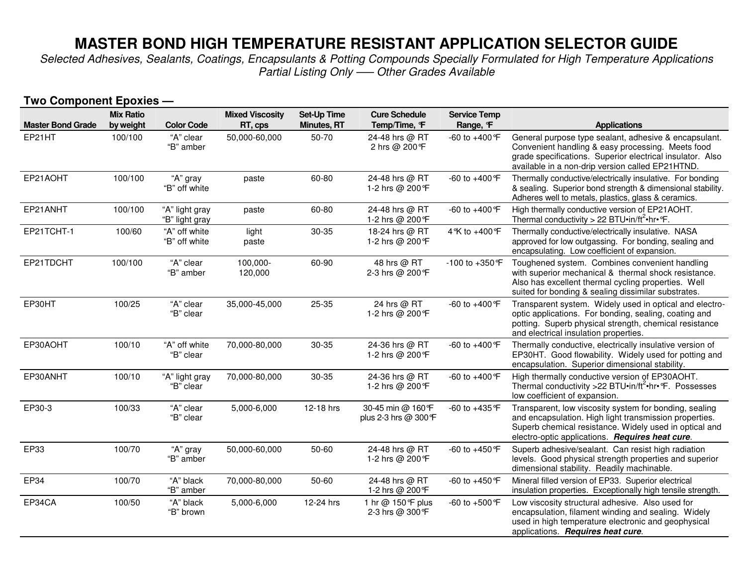# MASTER BOND HIGH TEMPERATURE RESISTANT APPLICATION SELECTOR GUIDE

*Selected Adhesives, Sealants, Coatings, Encapsulants & Potting Compounds Specially Formulated for High Temperature Applications*

*Partial Listing Only —– Other Grades Available*

## Two Component Epoxies —

| Master Bond Grade | Mix Ratio by weight | Color Code | Mixed Viscosity RT, cps | Set-Up Time Minutes, RT | Cure Schedule Temp/Time, °F | Service Temp Range, °F | Applications |
|---|---|---|---|---|---|---|---|
| EP21HT | 100/100 | "A" clear "B" amber | 50,000-60,000 | 50-70 | 24-48 hrs @ RT 2 hrs @ 200°F | -60 to +400°F | General purpose type sealant, adhesive & encapsulant. Convenient handling & easy processing. Meets food grade specifications. Superior electrical insulator. Also available in a non-drip version called EP21HTND. |
| EP21AOHT | 100/100 | "A" gray "B" off white | paste | 60-80 | 24-48 hrs @ RT 1-2 hrs @ 200°F | -60 to +400°F | Thermally conductive/electrically insulative. For bonding & sealing. Superior bond strength & dimensional stability. Adheres well to metals, plastics, glass & ceramics. |
| EP21ANHT | 100/100 | "A" light gray "B" light gray | paste | 60-80 | 24-48 hrs @ RT 1-2 hrs @ 200°F | -60 to +400°F | High thermally conductive version of EP21AOHT. Thermal conductivity > 22 BTU•in/ft$^2$•hr•°F. |
| EP21TCHT-1 | 100/60 | "A" off white "B" off white | light paste | 30-35 | 18-24 hrs @ RT 1-2 hrs @ 200°F | 4°K to +400°F | Thermally conductive/electrically insulative. NASA approved for low outgassing. For bonding, sealing and encapsulating. Low coefficient of expansion. |
| EP21TDCHT | 100/100 | "A" clear "B" amber | 100,000-120,000 | 60-90 | 48 hrs @ RT 2-3 hrs @ 200°F | -100 to +350°F | Toughened system. Combines convenient handling with superior mechanical & thermal shock resistance. Also has excellent thermal cycling properties. Well suited for bonding & sealing dissimilar substrates. |
| EP30HT | 100/25 | "A" clear "B" clear | 35,000-45,000 | 25-35 | 24 hrs @ RT 1-2 hrs @ 200°F | -60 to +400°F | Transparent system. Widely used in optical and electro-optic applications. For bonding, sealing, coating and potting. Superb physical strength, chemical resistance and electrical insulation properties. |
| EP30AOHT | 100/10 | "A" off white "B" clear | 70,000-80,000 | 30-35 | 24-36 hrs @ RT 1-2 hrs @ 200°F | -60 to +400°F | Thermally conductive, electrically insulative version of EP30HT. Good flowability. Widely used for potting and encapsulation. Superior dimensional stability. |
| EP30ANHT | 100/10 | "A" light gray "B" clear | 70,000-80,000 | 30-35 | 24-36 hrs @ RT 1-2 hrs @ 200°F | -60 to +400°F | High thermally conductive version of EP30AOHT. Thermal conductivity >22 BTU•in/ft$^2$•hr•°F. Possesses low coefficient of expansion. |
| EP30-3 | 100/33 | "A" clear "B" clear | 5,000-6,000 | 12-18 hrs | 30-45 min @ 160°F plus 2-3 hrs @ 300°F | -60 to +435°F | Transparent, low viscosity system for bonding, sealing and encapsulation. High light transmission properties. Superb chemical resistance. Widely used in optical and electro-optic applications. ***Requires heat cure***. |
| EP33 | 100/70 | "A" gray "B" amber | 50,000-60,000 | 50-60 | 24-48 hrs @ RT 1-2 hrs @ 200°F | -60 to +450°F | Superb adhesive/sealant. Can resist high radiation levels. Good physical strength properties and superior dimensional stability. Readily machinable. |
| EP34 | 100/70 | "A" black "B" amber | 70,000-80,000 | 50-60 | 24-48 hrs @ RT 1-2 hrs @ 200°F | -60 to +450°F | Mineral filled version of EP33. Superior electrical insulation properties. Exceptionally high tensile strength. |
| EP34CA | 100/50 | "A" black "B" brown | 5,000-6,000 | 12-24 hrs | 1 hr @ 150°F plus 2-3 hrs @ 300°F | -60 to +500°F | Low viscosity structural adhesive. Also used for encapsulation, filament winding and sealing. Widely used in high temperature electronic and geophysical applications. ***Requires heat cure***. |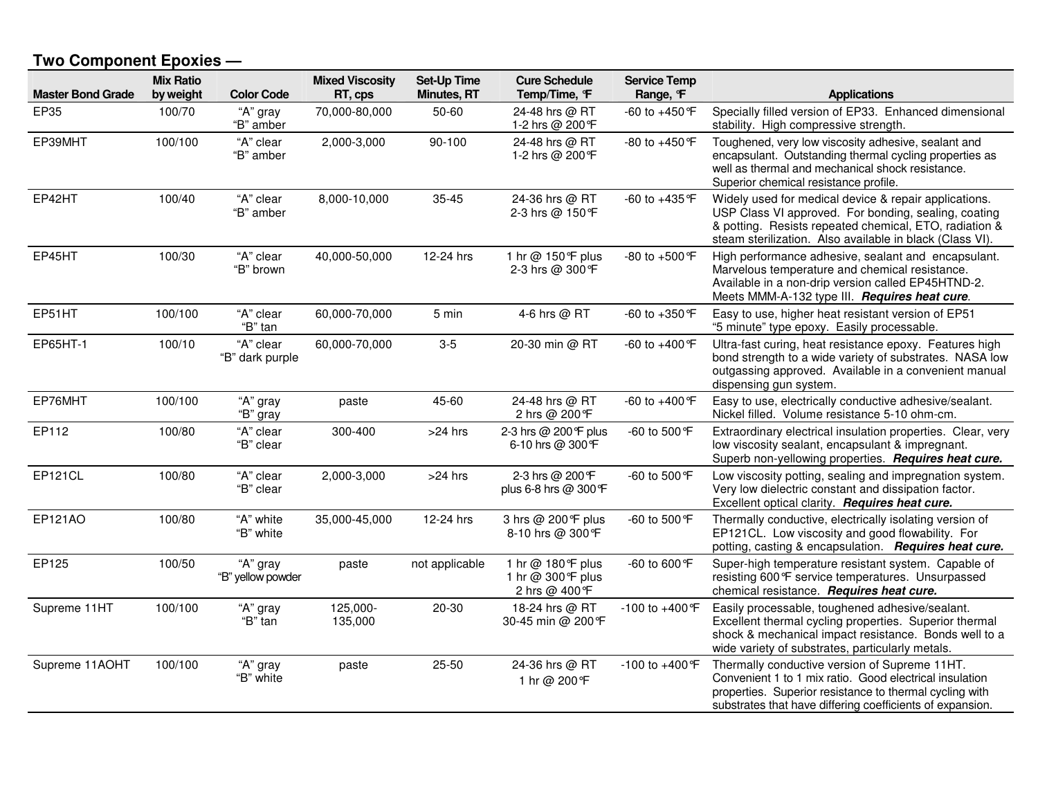## Two Component Epoxies —

| Master Bond Grade | Mix Ratio by weight | Color Code | Mixed Viscosity RT, cps | Set-Up Time Minutes, RT | Cure Schedule Temp/Time, °F | Service Temp Range, °F | Applications |
|---|---|---|---|---|---|---|---|
| EP35 | 100/70 | "A" gray<br>"B" amber | 70,000-80,000 | 50-60 | 24-48 hrs @ RT<br>1-2 hrs @ 200°F | -60 to +450°F | Specially filled version of EP33. Enhanced dimensional stability. High compressive strength. |
| EP39MHT | 100/100 | "A" clear<br>"B" amber | 2,000-3,000 | 90-100 | 24-48 hrs @ RT<br>1-2 hrs @ 200°F | -80 to +450°F | Toughened, very low viscosity adhesive, sealant and encapsulant. Outstanding thermal cycling properties as well as thermal and mechanical shock resistance. Superior chemical resistance profile. |
| EP42HT | 100/40 | "A" clear<br>"B" amber | 8,000-10,000 | 35-45 | 24-36 hrs @ RT<br>2-3 hrs @ 150°F | -60 to +435°F | Widely used for medical device & repair applications. USP Class VI approved. For bonding, sealing, coating & potting. Resists repeated chemical, ETO, radiation & steam sterilization. Also available in black (Class VI). |
| EP45HT | 100/30 | "A" clear<br>"B" brown | 40,000-50,000 | 12-24 hrs | 1 hr @ 150°F plus<br>2-3 hrs @ 300°F | -80 to +500°F | High performance adhesive, sealant and encapsulant. Marvelous temperature and chemical resistance. Available in a non-drip version called EP45HTND-2. Meets MMM-A-132 type III. ***Requires heat cure***. |
| EP51HT | 100/100 | "A" clear<br>"B" tan | 60,000-70,000 | 5 min | 4-6 hrs @ RT | -60 to +350°F | Easy to use, higher heat resistant version of EP51 "5 minute" type epoxy. Easily processable. |
| EP65HT-1 | 100/10 | "A" clear<br>"B" dark purple | 60,000-70,000 | 3-5 | 20-30 min @ RT | -60 to +400°F | Ultra-fast curing, heat resistance epoxy. Features high bond strength to a wide variety of substrates. NASA low outgassing approved. Available in a convenient manual dispensing gun system. |
| EP76MHT | 100/100 | "A" gray<br>"B" gray | paste | 45-60 | 24-48 hrs @ RT<br>2 hrs @ 200°F | -60 to +400°F | Easy to use, electrically conductive adhesive/sealant. Nickel filled. Volume resistance 5-10 ohm-cm. |
| EP112 | 100/80 | "A" clear<br>"B" clear | 300-400 | >24 hrs | 2-3 hrs @ 200°F plus<br>6-10 hrs @ 300°F | -60 to 500°F | Extraordinary electrical insulation properties. Clear, very low viscosity sealant, encapsulant & impregnant. Superb non-yellowing properties. ***Requires heat cure.*** |
| EP121CL | 100/80 | "A" clear<br>"B" clear | 2,000-3,000 | >24 hrs | 2-3 hrs @ 200°F<br>plus 6-8 hrs @ 300°F | -60 to 500°F | Low viscosity potting, sealing and impregnation system. Very low dielectric constant and dissipation factor. Excellent optical clarity. ***Requires heat cure.*** |
| EP121AO | 100/80 | "A" white<br>"B" white | 35,000-45,000 | 12-24 hrs | 3 hrs @ 200°F plus<br>8-10 hrs @ 300°F | -60 to 500°F | Thermally conductive, electrically isolating version of EP121CL. Low viscosity and good flowability. For potting, casting & encapsulation. ***Requires heat cure.*** |
| EP125 | 100/50 | "A" gray<br>"B" yellow powder | paste | not applicable | 1 hr @ 180°F plus<br>1 hr @ 300°F plus<br>2 hrs @ 400°F | -60 to 600°F | Super-high temperature resistant system. Capable of resisting 600°F service temperatures. Unsurpassed chemical resistance. ***Requires heat cure.*** |
| Supreme 11HT | 100/100 | "A" gray<br>"B" tan | 125,000-135,000 | 20-30 | 18-24 hrs @ RT<br>30-45 min @ 200°F | -100 to +400°F | Easily processable, toughened adhesive/sealant. Excellent thermal cycling properties. Superior thermal shock & mechanical impact resistance. Bonds well to a wide variety of substrates, particularly metals. |
| Supreme 11AOHT | 100/100 | "A" gray<br>"B" white | paste | 25-50 | 24-36 hrs @ RT<br>1 hr @ 200°F | -100 to +400°F | Thermally conductive version of Supreme 11HT. Convenient 1 to 1 mix ratio. Good electrical insulation properties. Superior resistance to thermal cycling with substrates that have differing coefficients of expansion. |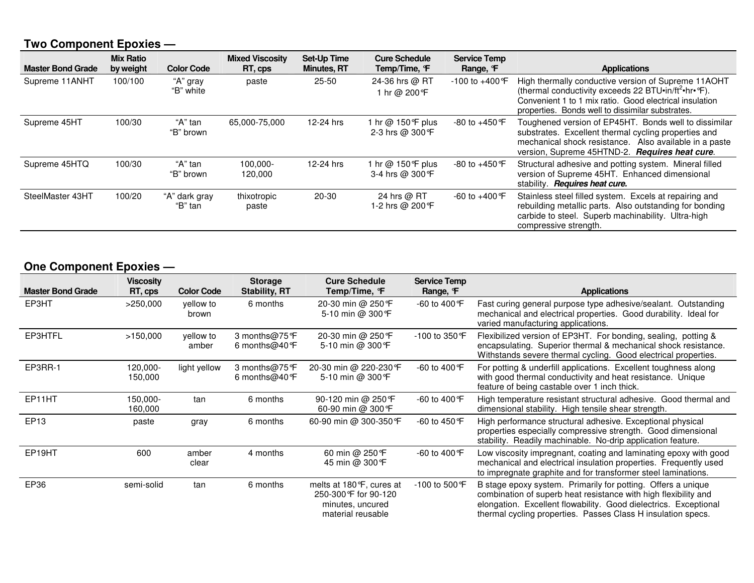## Two Component Epoxies —

| Master Bond Grade | Mix Ratio by weight | Color Code | Mixed Viscosity RT, cps | Set-Up Time Minutes, RT | Cure Schedule Temp/Time, °F | Service Temp Range, °F | Applications |
|---|---|---|---|---|---|---|---|
| Supreme 11ANHT | 100/100 | "A" gray "B" white | paste | 25-50 | 24-36 hrs @ RT 1 hr @ 200°F | -100 to +400°F | High thermally conductive version of Supreme 11AOHT (thermal conductivity exceeds 22 BTU•in/ft$^2$•hr•°F). Convenient 1 to 1 mix ratio. Good electrical insulation properties. Bonds well to dissimilar substrates. |
| Supreme 45HT | 100/30 | "A" tan "B" brown | 65,000-75,000 | 12-24 hrs | 1 hr @ 150°F plus 2-3 hrs @ 300°F | -80 to +450°F | Toughened version of EP45HT. Bonds well to dissimilar substrates. Excellent thermal cycling properties and mechanical shock resistance. Also available in a paste version, Supreme 45HTND-2. ***Requires heat cure***. |
| Supreme 45HTQ | 100/30 | "A" tan "B" brown | 100,000-120,000 | 12-24 hrs | 1 hr @ 150°F plus 3-4 hrs @ 300°F | -80 to +450°F | Structural adhesive and potting system. Mineral filled version of Supreme 45HT. Enhanced dimensional stability. ***Requires heat cure.*** |
| SteelMaster 43HT | 100/20 | "A" dark gray "B" tan | thixotropic paste | 20-30 | 24 hrs @ RT 1-2 hrs @ 200°F | -60 to +400°F | Stainless steel filled system. Excels at repairing and rebuilding metallic parts. Also outstanding for bonding carbide to steel. Superb machinability. Ultra-high compressive strength. |

## One Component Epoxies —

| Master Bond Grade | Viscosity RT, cps | Color Code | Storage Stability, RT | Cure Schedule Temp/Time, °F | Service Temp Range, °F | Applications |
|---|---|---|---|---|---|---|
| EP3HT | >250,000 | yellow to brown | 6 months | 20-30 min @ 250°F 5-10 min @ 300°F | -60 to 400°F | Fast curing general purpose type adhesive/sealant. Outstanding mechanical and electrical properties. Good durability. Ideal for varied manufacturing applications. |
| EP3HTFL | >150,000 | yellow to amber | 3 months@75°F 6 months@40°F | 20-30 min @ 250°F 5-10 min @ 300°F | -100 to 350°F | Flexibilized version of EP3HT. For bonding, sealing, potting & encapsulating. Superior thermal & mechanical shock resistance. Withstands severe thermal cycling. Good electrical properties. |
| EP3RR-1 | 120,000-150,000 | light yellow | 3 months@75°F 6 months@40°F | 20-30 min @ 220-230°F 5-10 min @ 300°F | -60 to 400°F | For potting & underfill applications. Excellent toughness along with good thermal conductivity and heat resistance. Unique feature of being castable over 1 inch thick. |
| EP11HT | 150,000-160,000 | tan | 6 months | 90-120 min @ 250°F 60-90 min @ 300°F | -60 to 400°F | High temperature resistant structural adhesive. Good thermal and dimensional stability. High tensile shear strength. |
| EP13 | paste | gray | 6 months | 60-90 min @ 300-350°F | -60 to 450°F | High performance structural adhesive. Exceptional physical properties especially compressive strength. Good dimensional stability. Readily machinable. No-drip application feature. |
| EP19HT | 600 | amber clear | 4 months | 60 min @ 250°F 45 min @ 300°F | -60 to 400°F | Low viscosity impregnant, coating and laminating epoxy with good mechanical and electrical insulation properties. Frequently used to impregnate graphite and for transformer steel laminations. |
| EP36 | semi-solid | tan | 6 months | melts at 180°F, cures at 250-300°F for 90-120 minutes, uncured material reusable | -100 to 500°F | B stage epoxy system. Primarily for potting. Offers a unique combination of superb heat resistance with high flexibility and elongation. Excellent flowability. Good dielectrics. Exceptional thermal cycling properties. Passes Class H insulation specs. |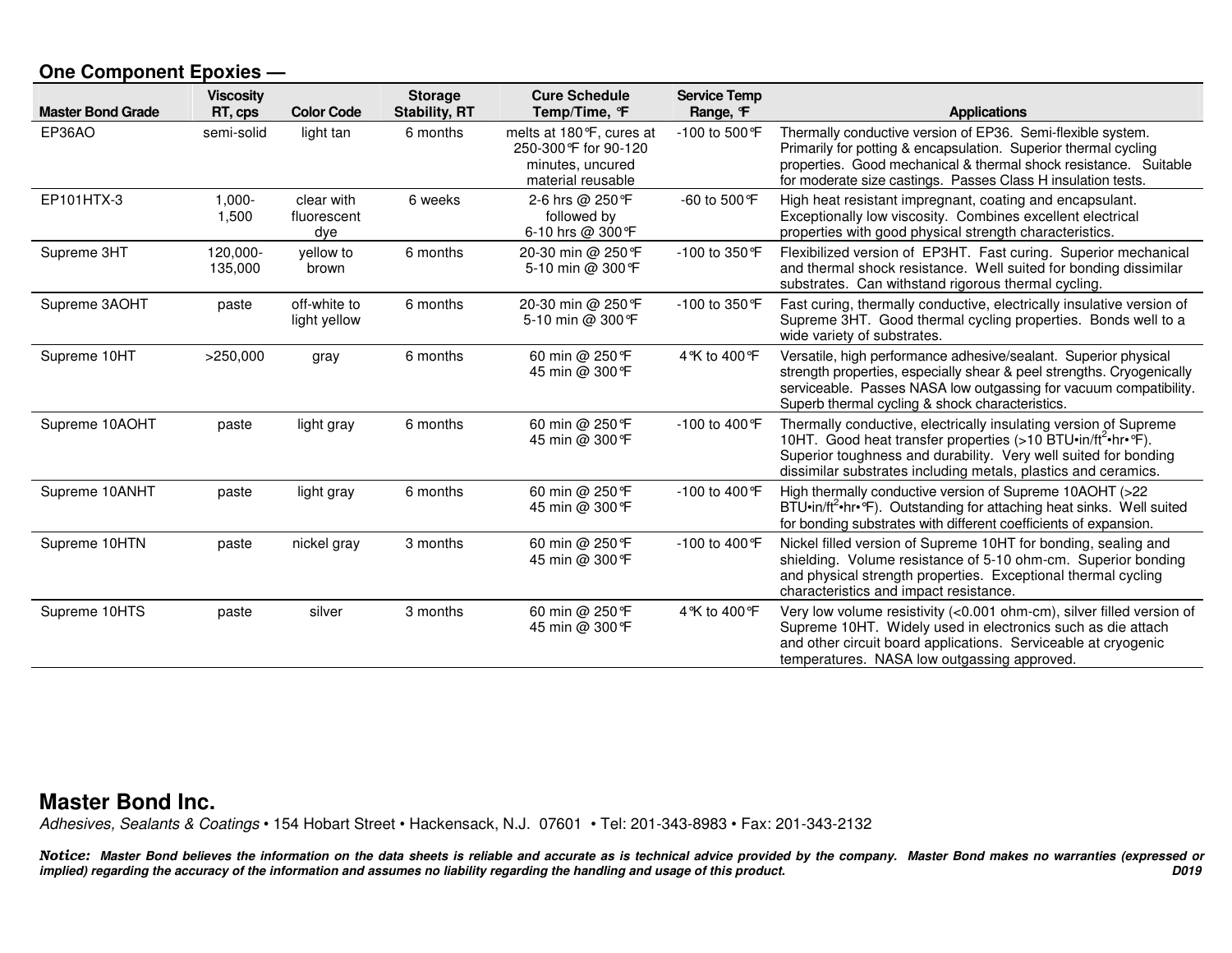## One Component Epoxies —

| Master Bond Grade | Viscosity RT, cps | Color Code | Storage Stability, RT | Cure Schedule Temp/Time, °F | Service Temp Range, °F | Applications |
|---|---|---|---|---|---|---|
| EP36AO | semi-solid | light tan | 6 months | melts at 180°F, cures at 250-300°F for 90-120 minutes, uncured material reusable | -100 to 500°F | Thermally conductive version of EP36. Semi-flexible system. Primarily for potting & encapsulation. Superior thermal cycling properties. Good mechanical & thermal shock resistance. Suitable for moderate size castings. Passes Class H insulation tests. |
| EP101HTX-3 | 1,000-1,500 | clear with fluorescent dye | 6 weeks | 2-6 hrs @ 250°F followed by 6-10 hrs @ 300°F | -60 to 500°F | High heat resistant impregnant, coating and encapsulant. Exceptionally low viscosity. Combines excellent electrical properties with good physical strength characteristics. |
| Supreme 3HT | 120,000-135,000 | yellow to brown | 6 months | 20-30 min @ 250°F 5-10 min @ 300°F | -100 to 350°F | Flexibilized version of EP3HT. Fast curing. Superior mechanical and thermal shock resistance. Well suited for bonding dissimilar substrates. Can withstand rigorous thermal cycling. |
| Supreme 3AOHT | paste | off-white to light yellow | 6 months | 20-30 min @ 250°F 5-10 min @ 300°F | -100 to 350°F | Fast curing, thermally conductive, electrically insulative version of Supreme 3HT. Good thermal cycling properties. Bonds well to a wide variety of substrates. |
| Supreme 10HT | >250,000 | gray | 6 months | 60 min @ 250°F 45 min @ 300°F | 4°K to 400°F | Versatile, high performance adhesive/sealant. Superior physical strength properties, especially shear & peel strengths. Cryogenically serviceable. Passes NASA low outgassing for vacuum compatibility. Superb thermal cycling & shock characteristics. |
| Supreme 10AOHT | paste | light gray | 6 months | 60 min @ 250°F 45 min @ 300°F | -100 to 400°F | Thermally conductive, electrically insulating version of Supreme 10HT. Good heat transfer properties (>10 BTU•in/ft$^2$•hr•°F). Superior toughness and durability. Very well suited for bonding dissimilar substrates including metals, plastics and ceramics. |
| Supreme 10ANHT | paste | light gray | 6 months | 60 min @ 250°F 45 min @ 300°F | -100 to 400°F | High thermally conductive version of Supreme 10AOHT (>22 BTU•in/ft$^2$•hr•°F). Outstanding for attaching heat sinks. Well suited for bonding substrates with different coefficients of expansion. |
| Supreme 10HTN | paste | nickel gray | 3 months | 60 min @ 250°F 45 min @ 300°F | -100 to 400°F | Nickel filled version of Supreme 10HT for bonding, sealing and shielding. Volume resistance of 5-10 ohm-cm. Superior bonding and physical strength properties. Exceptional thermal cycling characteristics and impact resistance. |
| Supreme 10HTS | paste | silver | 3 months | 60 min @ 250°F 45 min @ 300°F | 4°K to 400°F | Very low volume resistivity (<0.001 ohm-cm), silver filled version of Supreme 10HT. Widely used in electronics such as die attach and other circuit board applications. Serviceable at cryogenic temperatures. NASA low outgassing approved. |

## Master Bond Inc.

*Adhesives, Sealants & Coatings* • 154 Hobart Street • Hackensack, N.J. 07601 • Tel: 201-343-8983 • Fax: 201-343-2132

***Notice:** Master Bond believes the information on the data sheets is reliable and accurate as is technical advice provided by the company. Master Bond makes no warranties (expressed or implied) regarding the accuracy of the information and assumes no liability regarding the handling and usage of this product.* ***D019***